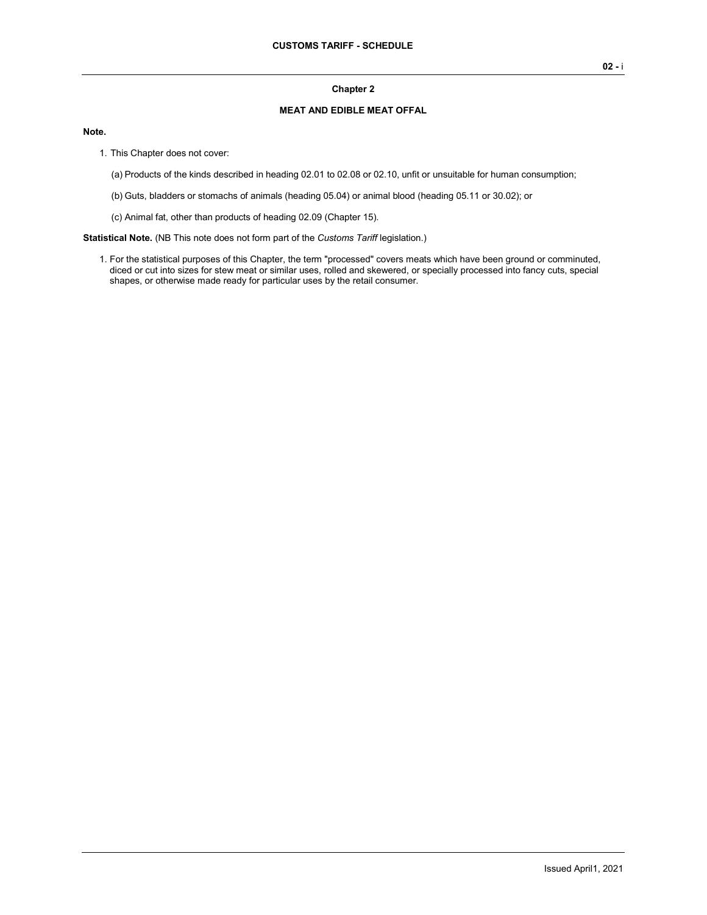# Chapter 2

## MEAT AND EDIBLE MEAT OFFAL

**Note.**

1. This Chapter does not cover:

   (a) Products of the kinds described in heading 02.01 to 02.08 or 02.10, unfit or unsuitable for human consumption;

   (b) Guts, bladders or stomachs of animals (heading 05.04) or animal blood (heading 05.11 or 30.02); or

   (c) Animal fat, other than products of heading 02.09 (Chapter 15).

**Statistical Note.** (NB This note does not form part of the *Customs Tariff* legislation.)

1. For the statistical purposes of this Chapter, the term "processed" covers meats which have been ground or comminuted, diced or cut into sizes for stew meat or similar uses, rolled and skewered, or specially processed into fancy cuts, special shapes, or otherwise made ready for particular uses by the retail consumer.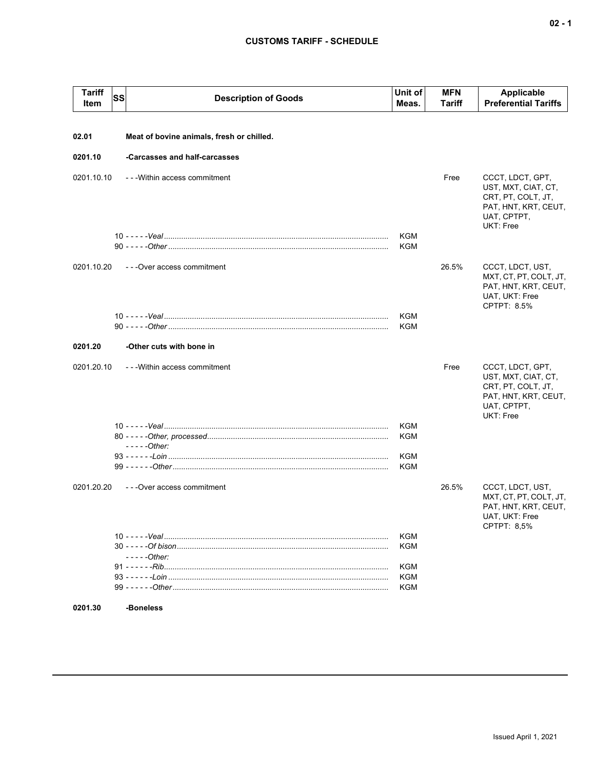## CUSTOMS TARIFF - SCHEDULE

| Tariff Item | SS | Description of Goods | Unit of Meas. | MFN Tariff | Applicable Preferential Tariffs |
|---|---|---|---|---|---|
| **02.01** | | **Meat of bovine animals, fresh or chilled.** | | | |
| **0201.10** | | **-Carcasses and half-carcasses** | | | |
| 0201.10.10 | | ---Within access commitment | | Free | CCCT, LDCT, GPT, UST, MXT, CIAT, CT, CRT, PT, COLT, JT, PAT, HNT, KRT, CEUT, UAT, CPTPT, UKT: Free |
| | 10 | -----*Veal* | KGM | | |
| | 90 | -----*Other* | KGM | | |
| 0201.10.20 | | ---Over access commitment | | 26.5% | CCCT, LDCT, UST, MXT, CT, PT, COLT, JT, PAT, HNT, KRT, CEUT, UAT, UKT: Free CPTPT: 8.5% |
| | 10 | -----*Veal* | KGM | | |
| | 90 | -----*Other* | KGM | | |
| **0201.20** | | **-Other cuts with bone in** | | | |
| 0201.20.10 | | ---Within access commitment | | Free | CCCT, LDCT, GPT, UST, MXT, CIAT, CT, CRT, PT, COLT, JT, PAT, HNT, KRT, CEUT, UAT, CPTPT, UKT: Free |
| | 10 | -----*Veal* | KGM | | |
| | 80 | -----*Other, processed* | KGM | | |
| | | -----*Other:* | | | |
| | 93 | ------*Loin* | KGM | | |
| | 99 | ------*Other* | KGM | | |
| 0201.20.20 | | ---Over access commitment | | 26.5% | CCCT, LDCT, UST, MXT, CT, PT, COLT, JT, PAT, HNT, KRT, CEUT, UAT, UKT: Free CPTPT: 8,5% |
| | 10 | -----*Veal* | KGM | | |
| | 30 | -----*Of bison* | KGM | | |
| | | -----*Other:* | | | |
| | 91 | ------*Rib* | KGM | | |
| | 93 | ------*Loin* | KGM | | |
| | 99 | ------*Other* | KGM | | |
| **0201.30** | | **-Boneless** | | | |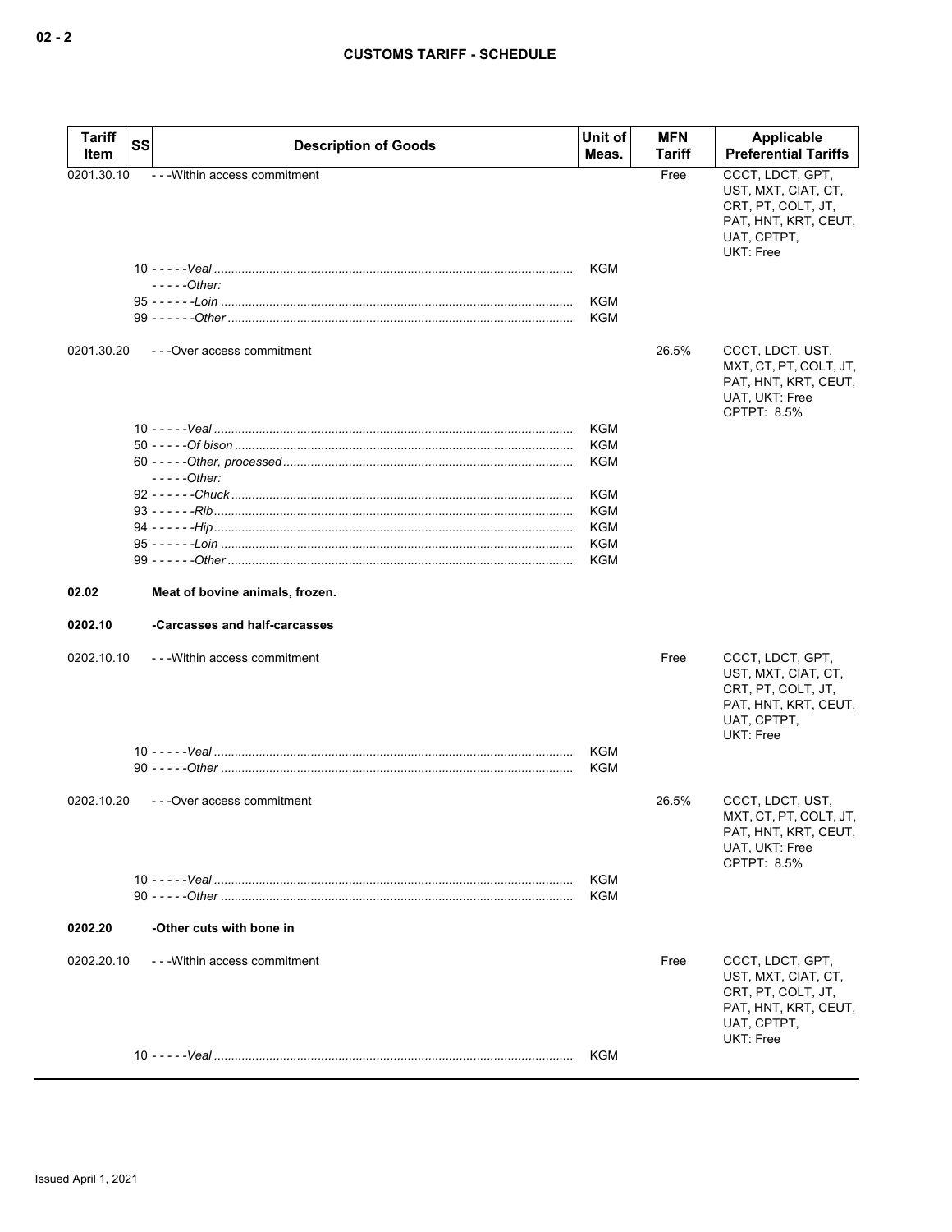| Tariff Item | SS | Description of Goods | Unit of Meas. | MFN Tariff | Applicable Preferential Tariffs |
|---|---|---|---|---|---|
| 0201.30.10 | | - - -Within access commitment | | Free | CCCT, LDCT, GPT, UST, MXT, CIAT, CT, CRT, PT, COLT, JT, PAT, HNT, KRT, CEUT, UAT, CPTPT, UKT: Free |
| | | 10 - - - - -*Veal* | KGM | | |
| | | - - - - -*Other:* | | | |
| | | 95 - - - - - -*Loin* | KGM | | |
| | | 99 - - - - - -*Other* | KGM | | |
| 0201.30.20 | | - - -Over access commitment | | 26.5% | CCCT, LDCT, UST, MXT, CT, PT, COLT, JT, PAT, HNT, KRT, CEUT, UAT, UKT: Free<br>CPTPT: 8.5% |
| | | 10 - - - - -*Veal* | KGM | | |
| | | 50 - - - - -*Of bison* | KGM | | |
| | | 60 - - - - -*Other, processed* | KGM | | |
| | | - - - - -*Other:* | | | |
| | | 92 - - - - - -*Chuck* | KGM | | |
| | | 93 - - - - - -*Rib* | KGM | | |
| | | 94 - - - - - -*Hip* | KGM | | |
| | | 95 - - - - - -*Loin* | KGM | | |
| | | 99 - - - - - -*Other* | KGM | | |
| **02.02** | | **Meat of bovine animals, frozen.** | | | |
| **0202.10** | | **-Carcasses and half-carcasses** | | | |
| 0202.10.10 | | - - -Within access commitment | | Free | CCCT, LDCT, GPT, UST, MXT, CIAT, CT, CRT, PT, COLT, JT, PAT, HNT, KRT, CEUT, UAT, CPTPT, UKT: Free |
| | | 10 - - - - -*Veal* | KGM | | |
| | | 90 - - - - -*Other* | KGM | | |
| 0202.10.20 | | - - -Over access commitment | | 26.5% | CCCT, LDCT, UST, MXT, CT, PT, COLT, JT, PAT, HNT, KRT, CEUT, UAT, UKT: Free<br>CPTPT: 8.5% |
| | | 10 - - - - -*Veal* | KGM | | |
| | | 90 - - - - -*Other* | KGM | | |
| **0202.20** | | **-Other cuts with bone in** | | | |
| 0202.20.10 | | - - -Within access commitment | | Free | CCCT, LDCT, GPT, UST, MXT, CIAT, CT, CRT, PT, COLT, JT, PAT, HNT, KRT, CEUT, UAT, CPTPT, UKT: Free |
| | | 10 - - - - -*Veal* | KGM | | |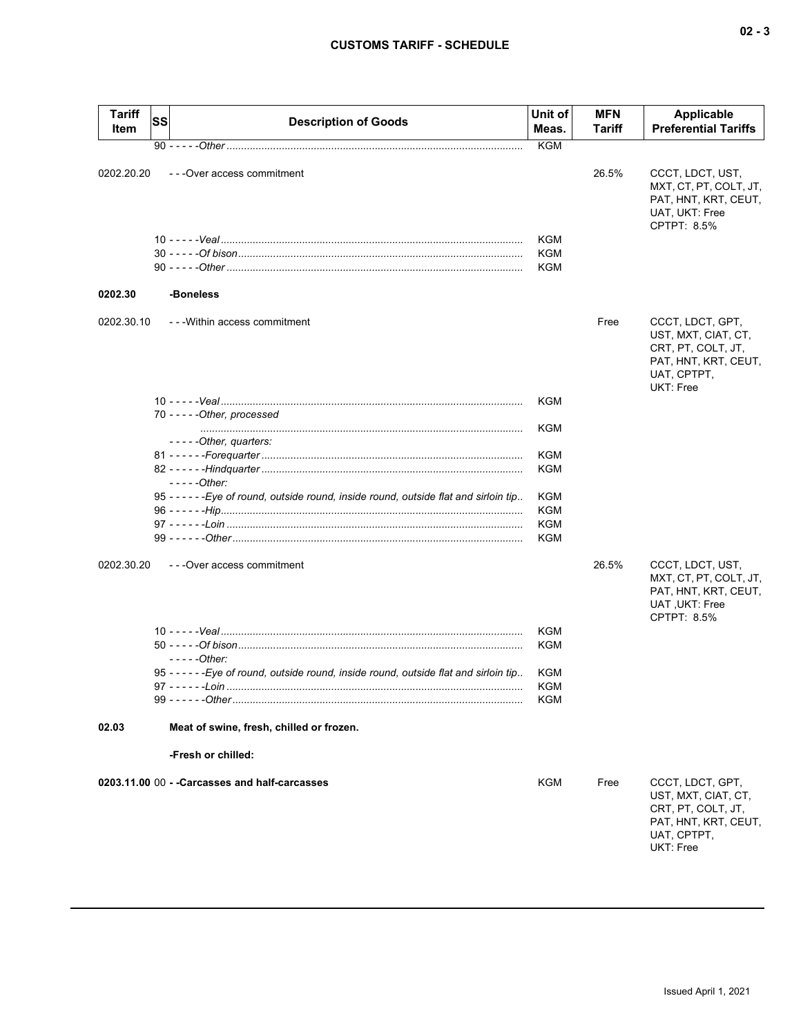| Tariff Item | SS | Description of Goods | Unit of Meas. | MFN Tariff | Applicable Preferential Tariffs |
|---|---|---|---|---|---|
| | 90 | - - - - -*Other* | KGM | | |
| 0202.20.20 | | - - -Over access commitment | | 26.5% | CCCT, LDCT, UST, MXT, CT, PT, COLT, JT, PAT, HNT, KRT, CEUT, UAT, UKT: Free CPTPT: 8.5% |
| | 10 | - - - - -*Veal* | KGM | | |
| | 30 | - - - - -*Of bison* | KGM | | |
| | 90 | - - - - -*Other* | KGM | | |
| **0202.30** | | **-Boneless** | | | |
| 0202.30.10 | | - - -Within access commitment | | Free | CCCT, LDCT, GPT, UST, MXT, CIAT, CT, CRT, PT, COLT, JT, PAT, HNT, KRT, CEUT, UAT, CPTPT, UKT: Free |
| | 10 | - - - - -*Veal* | KGM | | |
| | 70 | - - - - -*Other, processed* | KGM | | |
| | | - - - - -*Other, quarters:* | | | |
| | 81 | - - - - - -*Forequarter* | KGM | | |
| | 82 | - - - - - -*Hindquarter* | KGM | | |
| | | - - - - -*Other:* | | | |
| | 95 | - - - - - -*Eye of round, outside round, inside round, outside flat and sirloin tip* | KGM | | |
| | 96 | - - - - - -*Hip* | KGM | | |
| | 97 | - - - - - -*Loin* | KGM | | |
| | 99 | - - - - - -*Other* | KGM | | |
| 0202.30.20 | | - - -Over access commitment | | 26.5% | CCCT, LDCT, UST, MXT, CT, PT, COLT, JT, PAT, HNT, KRT, CEUT, UAT ,UKT: Free CPTPT: 8.5% |
| | 10 | - - - - -*Veal* | KGM | | |
| | 50 | - - - - -*Of bison* | KGM | | |
| | | - - - - -*Other:* | | | |
| | 95 | - - - - - -*Eye of round, outside round, inside round, outside flat and sirloin tip* | KGM | | |
| | 97 | - - - - - -*Loin* | KGM | | |
| | 99 | - - - - - -*Other* | KGM | | |
| **02.03** | | **Meat of swine, fresh, chilled or frozen.** | | | |
| | | **-Fresh or chilled:** | | | |
| **0203.11.00** | 00 | **- -Carcasses and half-carcasses** | KGM | Free | CCCT, LDCT, GPT, UST, MXT, CIAT, CT, CRT, PT, COLT, JT, PAT, HNT, KRT, CEUT, UAT, CPTPT, UKT: Free |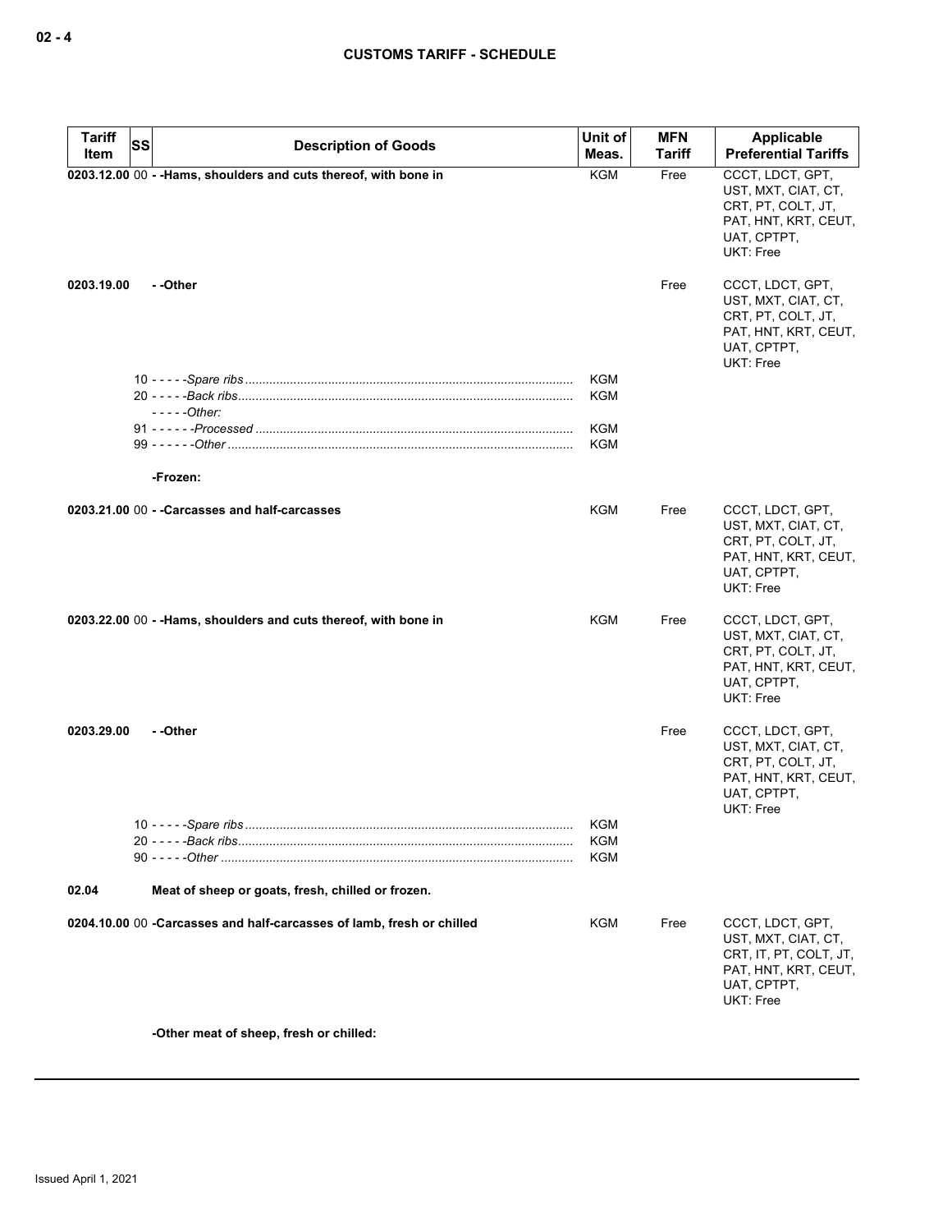| Tariff Item | SS | Description of Goods | Unit of Meas. | MFN Tariff | Applicable Preferential Tariffs |
|---|---|---|---|---|---|
| 0203.12.00 | 00 | **- -Hams, shoulders and cuts thereof, with bone in** | KGM | Free | CCCT, LDCT, GPT, UST, MXT, CIAT, CT, CRT, PT, COLT, JT, PAT, HNT, KRT, CEUT, UAT, CPTPT, UKT: Free |
| 0203.19.00 | | **- -Other** | | Free | CCCT, LDCT, GPT, UST, MXT, CIAT, CT, CRT, PT, COLT, JT, PAT, HNT, KRT, CEUT, UAT, CPTPT, UKT: Free |
| | 10 | *- - - - -Spare ribs* | KGM | | |
| | 20 | *- - - - -Back ribs* | KGM | | |
| | | *- - - - -Other:* | | | |
| | 91 | *- - - - - -Processed* | KGM | | |
| | 99 | *- - - - - -Other* | KGM | | |
| | | **-Frozen:** | | | |
| 0203.21.00 | 00 | **- -Carcasses and half-carcasses** | KGM | Free | CCCT, LDCT, GPT, UST, MXT, CIAT, CT, CRT, PT, COLT, JT, PAT, HNT, KRT, CEUT, UAT, CPTPT, UKT: Free |
| 0203.22.00 | 00 | **- -Hams, shoulders and cuts thereof, with bone in** | KGM | Free | CCCT, LDCT, GPT, UST, MXT, CIAT, CT, CRT, PT, COLT, JT, PAT, HNT, KRT, CEUT, UAT, CPTPT, UKT: Free |
| 0203.29.00 | | **- -Other** | | Free | CCCT, LDCT, GPT, UST, MXT, CIAT, CT, CRT, PT, COLT, JT, PAT, HNT, KRT, CEUT, UAT, CPTPT, UKT: Free |
| | 10 | *- - - - -Spare ribs* | KGM | | |
| | 20 | *- - - - -Back ribs* | KGM | | |
| | 90 | *- - - - -Other* | KGM | | |
| 02.04 | | **Meat of sheep or goats, fresh, chilled or frozen.** | | | |
| 0204.10.00 | 00 | **-Carcasses and half-carcasses of lamb, fresh or chilled** | KGM | Free | CCCT, LDCT, GPT, UST, MXT, CIAT, CT, CRT, IT, PT, COLT, JT, PAT, HNT, KRT, CEUT, UAT, CPTPT, UKT: Free |
| | | **-Other meat of sheep, fresh or chilled:** | | | |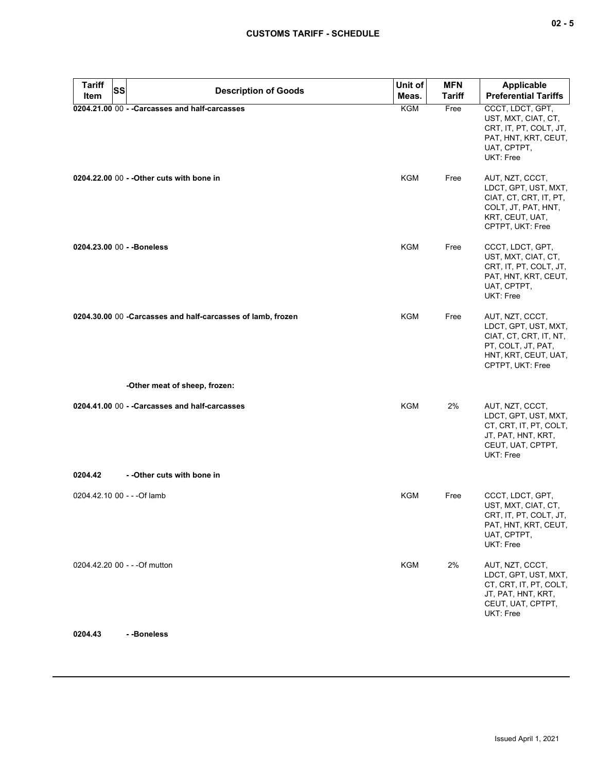| Tariff Item | SS | Description of Goods | Unit of Meas. | MFN Tariff | Applicable Preferential Tariffs |
| --- | --- | --- | --- | --- | --- |
| **0204.21.00** | 00 | **- -Carcasses and half-carcasses** | KGM | Free | CCCT, LDCT, GPT, UST, MXT, CIAT, CT, CRT, IT, PT, COLT, JT, PAT, HNT, KRT, CEUT, UAT, CPTPT, UKT: Free |
| **0204.22.00** | 00 | **- -Other cuts with bone in** | KGM | Free | AUT, NZT, CCCT, LDCT, GPT, UST, MXT, CIAT, CT, CRT, IT, PT, COLT, JT, PAT, HNT, KRT, CEUT, UAT, CPTPT, UKT: Free |
| **0204.23.00** | 00 | **- -Boneless** | KGM | Free | CCCT, LDCT, GPT, UST, MXT, CIAT, CT, CRT, IT, PT, COLT, JT, PAT, HNT, KRT, CEUT, UAT, CPTPT, UKT: Free |
| **0204.30.00** | 00 | **-Carcasses and half-carcasses of lamb, frozen** | KGM | Free | AUT, NZT, CCCT, LDCT, GPT, UST, MXT, CIAT, CT, CRT, IT, NT, PT, COLT, JT, PAT, HNT, KRT, CEUT, UAT, CPTPT, UKT: Free |
| | | **-Other meat of sheep, frozen:** | | | |
| **0204.41.00** | 00 | **- -Carcasses and half-carcasses** | KGM | 2% | AUT, NZT, CCCT, LDCT, GPT, UST, MXT, CT, CRT, IT, PT, COLT, JT, PAT, HNT, KRT, CEUT, UAT, CPTPT, UKT: Free |
| **0204.42** | | **- -Other cuts with bone in** | | | |
| 0204.42.10 | 00 | - - -Of lamb | KGM | Free | CCCT, LDCT, GPT, UST, MXT, CIAT, CT, CRT, IT, PT, COLT, JT, PAT, HNT, KRT, CEUT, UAT, CPTPT, UKT: Free |
| 0204.42.20 | 00 | - - -Of mutton | KGM | 2% | AUT, NZT, CCCT, LDCT, GPT, UST, MXT, CT, CRT, IT, PT, COLT, JT, PAT, HNT, KRT, CEUT, UAT, CPTPT, UKT: Free |
| **0204.43** | | **- -Boneless** | | | |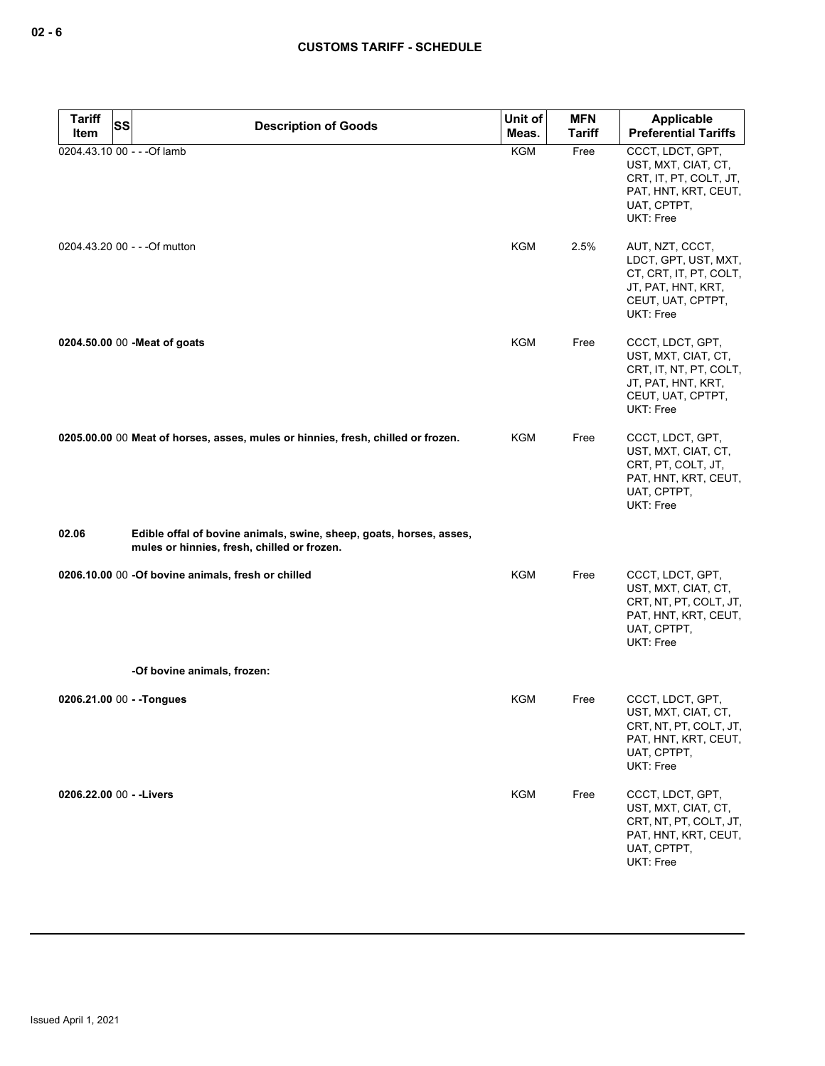| Tariff Item | SS | Description of Goods | Unit of Meas. | MFN Tariff | Applicable Preferential Tariffs |
|---|---|---|---|---|---|
| 0204.43.10 | 00 | - - -Of lamb | KGM | Free | CCCT, LDCT, GPT, UST, MXT, CIAT, CT, CRT, IT, PT, COLT, JT, PAT, HNT, KRT, CEUT, UAT, CPTPT, UKT: Free |
| 0204.43.20 | 00 | - - -Of mutton | KGM | 2.5% | AUT, NZT, CCCT, LDCT, GPT, UST, MXT, CT, CRT, IT, PT, COLT, JT, PAT, HNT, KRT, CEUT, UAT, CPTPT, UKT: Free |
| **0204.50.00** | 00 | **-Meat of goats** | KGM | Free | CCCT, LDCT, GPT, UST, MXT, CIAT, CT, CRT, IT, NT, PT, COLT, JT, PAT, HNT, KRT, CEUT, UAT, CPTPT, UKT: Free |
| **0205.00.00** | 00 | **Meat of horses, asses, mules or hinnies, fresh, chilled or frozen.** | KGM | Free | CCCT, LDCT, GPT, UST, MXT, CIAT, CT, CRT, PT, COLT, JT, PAT, HNT, KRT, CEUT, UAT, CPTPT, UKT: Free |
| **02.06** | | **Edible offal of bovine animals, swine, sheep, goats, horses, asses, mules or hinnies, fresh, chilled or frozen.** | | | |
| **0206.10.00** | 00 | **-Of bovine animals, fresh or chilled** | KGM | Free | CCCT, LDCT, GPT, UST, MXT, CIAT, CT, CRT, NT, PT, COLT, JT, PAT, HNT, KRT, CEUT, UAT, CPTPT, UKT: Free |
| | | **-Of bovine animals, frozen:** | | | |
| **0206.21.00** | 00 | **- -Tongues** | KGM | Free | CCCT, LDCT, GPT, UST, MXT, CIAT, CT, CRT, NT, PT, COLT, JT, PAT, HNT, KRT, CEUT, UAT, CPTPT, UKT: Free |
| **0206.22.00** | 00 | **- -Livers** | KGM | Free | CCCT, LDCT, GPT, UST, MXT, CIAT, CT, CRT, NT, PT, COLT, JT, PAT, HNT, KRT, CEUT, UAT, CPTPT, UKT: Free |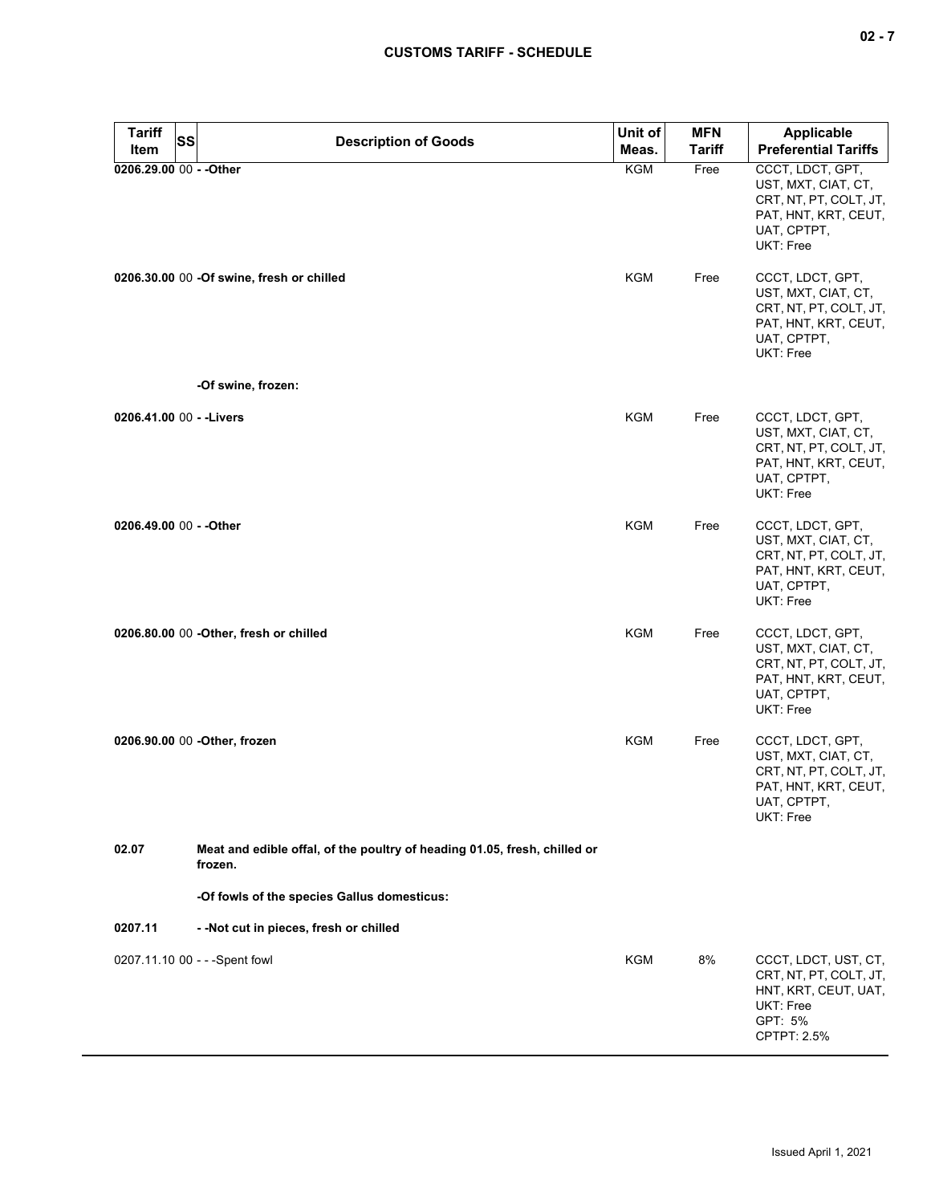| Tariff Item | SS | Description of Goods | Unit of Meas. | MFN Tariff | Applicable Preferential Tariffs |
|---|---|---|---|---|---|
| **0206.29.00** | 00 | **- -Other** | KGM | Free | CCCT, LDCT, GPT, UST, MXT, CIAT, CT, CRT, NT, PT, COLT, JT, PAT, HNT, KRT, CEUT, UAT, CPTPT, UKT: Free |
| **0206.30.00** | 00 | **-Of swine, fresh or chilled** | KGM | Free | CCCT, LDCT, GPT, UST, MXT, CIAT, CT, CRT, NT, PT, COLT, JT, PAT, HNT, KRT, CEUT, UAT, CPTPT, UKT: Free |
| | | **-Of swine, frozen:** | | | |
| **0206.41.00** | 00 | **- -Livers** | KGM | Free | CCCT, LDCT, GPT, UST, MXT, CIAT, CT, CRT, NT, PT, COLT, JT, PAT, HNT, KRT, CEUT, UAT, CPTPT, UKT: Free |
| **0206.49.00** | 00 | **- -Other** | KGM | Free | CCCT, LDCT, GPT, UST, MXT, CIAT, CT, CRT, NT, PT, COLT, JT, PAT, HNT, KRT, CEUT, UAT, CPTPT, UKT: Free |
| **0206.80.00** | 00 | **-Other, fresh or chilled** | KGM | Free | CCCT, LDCT, GPT, UST, MXT, CIAT, CT, CRT, NT, PT, COLT, JT, PAT, HNT, KRT, CEUT, UAT, CPTPT, UKT: Free |
| **0206.90.00** | 00 | **-Other, frozen** | KGM | Free | CCCT, LDCT, GPT, UST, MXT, CIAT, CT, CRT, NT, PT, COLT, JT, PAT, HNT, KRT, CEUT, UAT, CPTPT, UKT: Free |
| **02.07** | | **Meat and edible offal, of the poultry of heading 01.05, fresh, chilled or frozen.** | | | |
| | | **-Of fowls of the species Gallus domesticus:** | | | |
| **0207.11** | | **- -Not cut in pieces, fresh or chilled** | | | |
| 0207.11.10 | 00 | - - -Spent fowl | KGM | 8% | CCCT, LDCT, UST, CT, CRT, NT, PT, COLT, JT, HNT, KRT, CEUT, UAT, UKT: Free<br>GPT: 5%<br>CPTPT: 2.5% |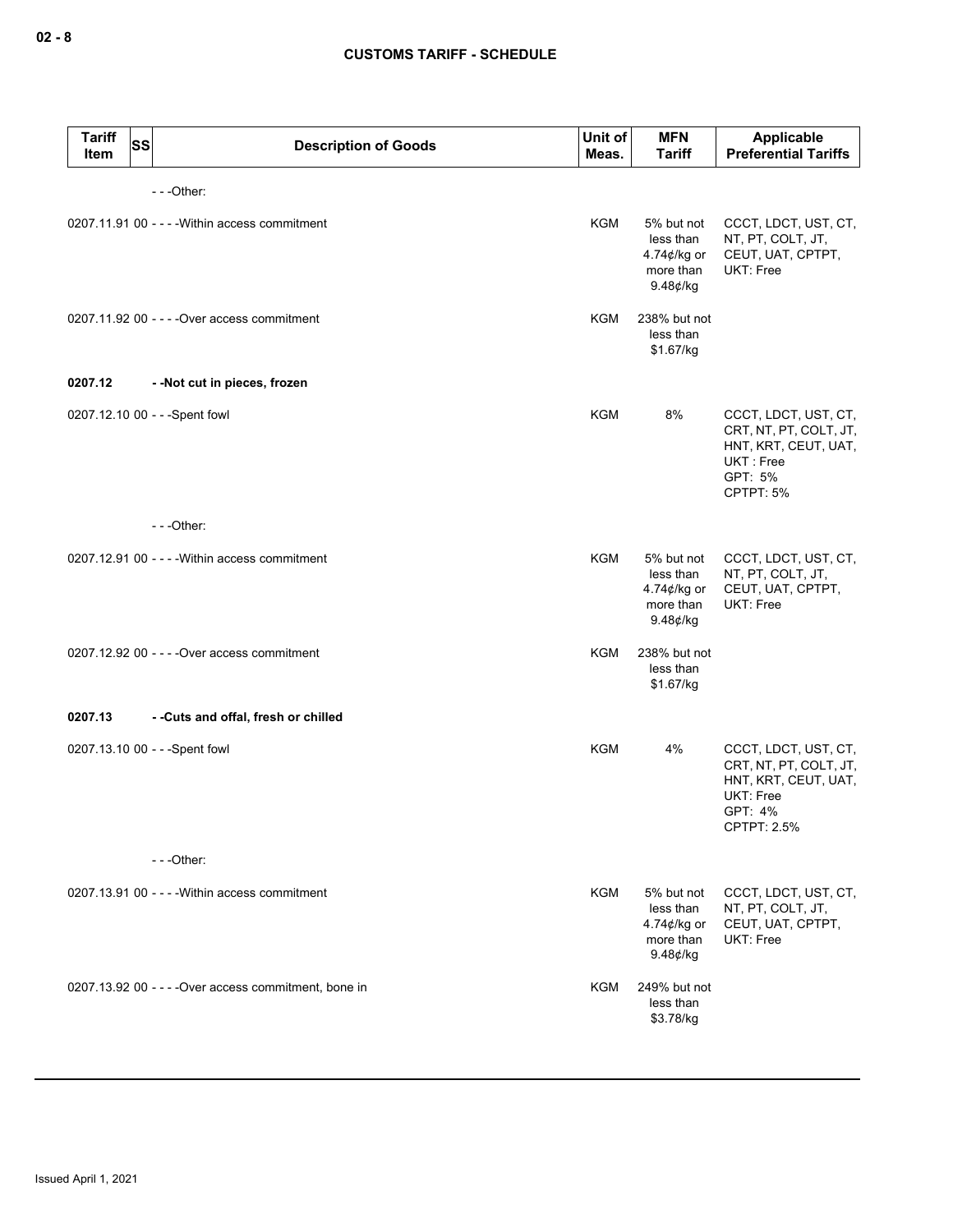| Tariff Item | SS | Description of Goods | Unit of Meas. | MFN Tariff | Applicable Preferential Tariffs |
|---|---|---|---|---|---|
| | | - - -Other: | | | |
| 0207.11.91 00 | | - - - -Within access commitment | KGM | 5% but not less than 4.74¢/kg or more than 9.48¢/kg | CCCT, LDCT, UST, CT, NT, PT, COLT, JT, CEUT, UAT, CPTPT, UKT: Free |
| 0207.11.92 00 | | - - - -Over access commitment | KGM | 238% but not less than $1.67/kg | |
| **0207.12** | | **- -Not cut in pieces, frozen** | | | |
| 0207.12.10 00 | | - - -Spent fowl | KGM | 8% | CCCT, LDCT, UST, CT, CRT, NT, PT, COLT, JT, HNT, KRT, CEUT, UAT, UKT : Free<br>GPT: 5%<br>CPTPT: 5% |
| | | - - -Other: | | | |
| 0207.12.91 00 | | - - - -Within access commitment | KGM | 5% but not less than 4.74¢/kg or more than 9.48¢/kg | CCCT, LDCT, UST, CT, NT, PT, COLT, JT, CEUT, UAT, CPTPT, UKT: Free |
| 0207.12.92 00 | | - - - -Over access commitment | KGM | 238% but not less than $1.67/kg | |
| **0207.13** | | **- -Cuts and offal, fresh or chilled** | | | |
| 0207.13.10 00 | | - - -Spent fowl | KGM | 4% | CCCT, LDCT, UST, CT, CRT, NT, PT, COLT, JT, HNT, KRT, CEUT, UAT, UKT: Free<br>GPT: 4%<br>CPTPT: 2.5% |
| | | - - -Other: | | | |
| 0207.13.91 00 | | - - - -Within access commitment | KGM | 5% but not less than 4.74¢/kg or more than 9.48¢/kg | CCCT, LDCT, UST, CT, NT, PT, COLT, JT, CEUT, UAT, CPTPT, UKT: Free |
| 0207.13.92 00 | | - - - -Over access commitment, bone in | KGM | 249% but not less than $3.78/kg | |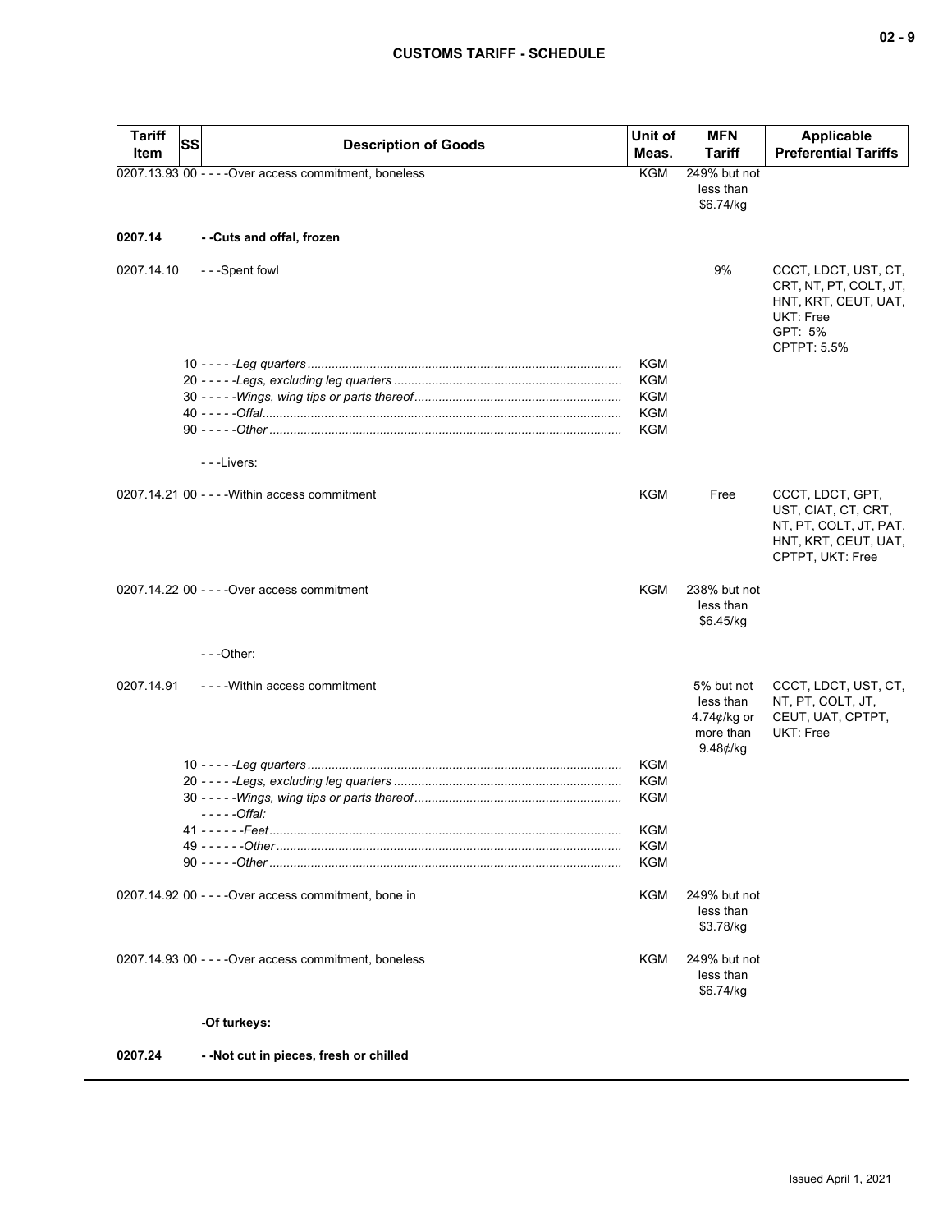| Tariff Item | SS | Description of Goods | Unit of Meas. | MFN Tariff | Applicable Preferential Tariffs |
|---|---|---|---|---|---|
| 0207.13.93 | 00 | - - - -Over access commitment, boneless | KGM | 249% but not less than $6.74/kg | |
| **0207.14** | | **- -Cuts and offal, frozen** | | | |
| 0207.14.10 | | - - -Spent fowl | | 9% | CCCT, LDCT, UST, CT, CRT, NT, PT, COLT, JT, HNT, KRT, CEUT, UAT, UKT: Free<br>GPT: 5%<br>CPTPT: 5.5% |
| | 10 | - - - - -*Leg quarters* | KGM | | |
| | 20 | - - - - -*Legs, excluding leg quarters* | KGM | | |
| | 30 | - - - - -*Wings, wing tips or parts thereof* | KGM | | |
| | 40 | - - - - -*Offal* | KGM | | |
| | 90 | - - - - -*Other* | KGM | | |
| | | - - -Livers: | | | |
| 0207.14.21 | 00 | - - - -Within access commitment | KGM | Free | CCCT, LDCT, GPT, UST, CIAT, CT, CRT, NT, PT, COLT, JT, PAT, HNT, KRT, CEUT, UAT, CPTPT, UKT: Free |
| 0207.14.22 | 00 | - - - -Over access commitment | KGM | 238% but not less than $6.45/kg | |
| | | - - -Other: | | | |
| 0207.14.91 | | - - - -Within access commitment | | 5% but not less than 4.74¢/kg or more than 9.48¢/kg | CCCT, LDCT, UST, CT, NT, PT, COLT, JT, CEUT, UAT, CPTPT, UKT: Free |
| | 10 | - - - - -*Leg quarters* | KGM | | |
| | 20 | - - - - -*Legs, excluding leg quarters* | KGM | | |
| | 30 | - - - - -*Wings, wing tips or parts thereof* | KGM | | |
| | | - - - - -*Offal:* | | | |
| | 41 | - - - - - -*Feet* | KGM | | |
| | 49 | - - - - - -*Other* | KGM | | |
| | 90 | - - - - -*Other* | KGM | | |
| 0207.14.92 | 00 | - - - -Over access commitment, bone in | KGM | 249% but not less than $3.78/kg | |
| 0207.14.93 | 00 | - - - -Over access commitment, boneless | KGM | 249% but not less than $6.74/kg | |
| | | **-Of turkeys:** | | | |
| **0207.24** | | **- -Not cut in pieces, fresh or chilled** | | | |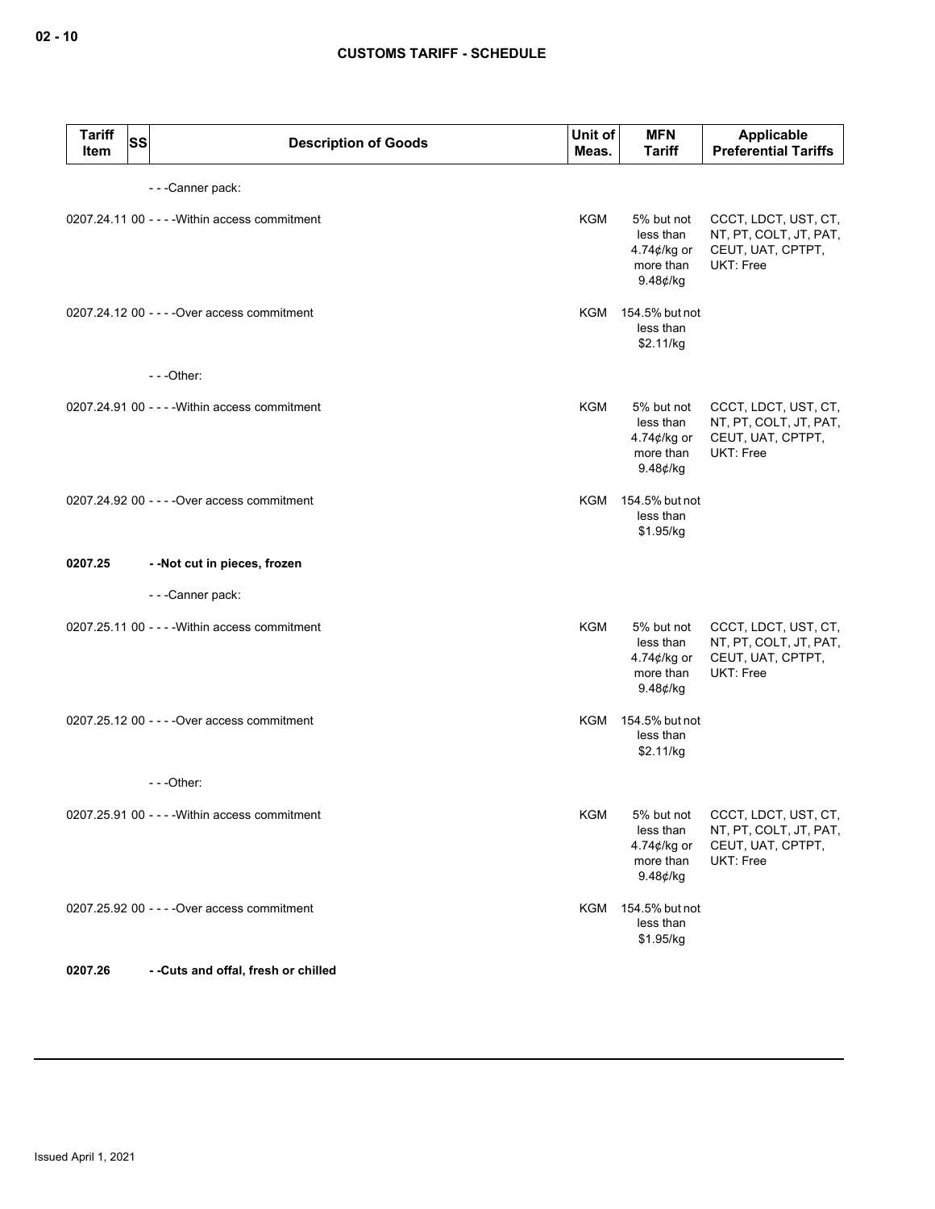| Tariff Item | SS | Description of Goods | Unit of Meas. | MFN Tariff | Applicable Preferential Tariffs |
|---|---|---|---|---|---|
| | | - - -Canner pack: | | | |
| 0207.24.11 | 00 | - - - -Within access commitment | KGM | 5% but not less than 4.74¢/kg or more than 9.48¢/kg | CCCT, LDCT, UST, CT, NT, PT, COLT, JT, PAT, CEUT, UAT, CPTPT, UKT: Free |
| 0207.24.12 | 00 | - - - -Over access commitment | KGM | 154.5% but not less than $2.11/kg | |
| | | - - -Other: | | | |
| 0207.24.91 | 00 | - - - -Within access commitment | KGM | 5% but not less than 4.74¢/kg or more than 9.48¢/kg | CCCT, LDCT, UST, CT, NT, PT, COLT, JT, PAT, CEUT, UAT, CPTPT, UKT: Free |
| 0207.24.92 | 00 | - - - -Over access commitment | KGM | 154.5% but not less than $1.95/kg | |
| **0207.25** | | **- -Not cut in pieces, frozen** | | | |
| | | - - -Canner pack: | | | |
| 0207.25.11 | 00 | - - - -Within access commitment | KGM | 5% but not less than 4.74¢/kg or more than 9.48¢/kg | CCCT, LDCT, UST, CT, NT, PT, COLT, JT, PAT, CEUT, UAT, CPTPT, UKT: Free |
| 0207.25.12 | 00 | - - - -Over access commitment | KGM | 154.5% but not less than $2.11/kg | |
| | | - - -Other: | | | |
| 0207.25.91 | 00 | - - - -Within access commitment | KGM | 5% but not less than 4.74¢/kg or more than 9.48¢/kg | CCCT, LDCT, UST, CT, NT, PT, COLT, JT, PAT, CEUT, UAT, CPTPT, UKT: Free |
| 0207.25.92 | 00 | - - - -Over access commitment | KGM | 154.5% but not less than $1.95/kg | |
| **0207.26** | | **- -Cuts and offal, fresh or chilled** | | | |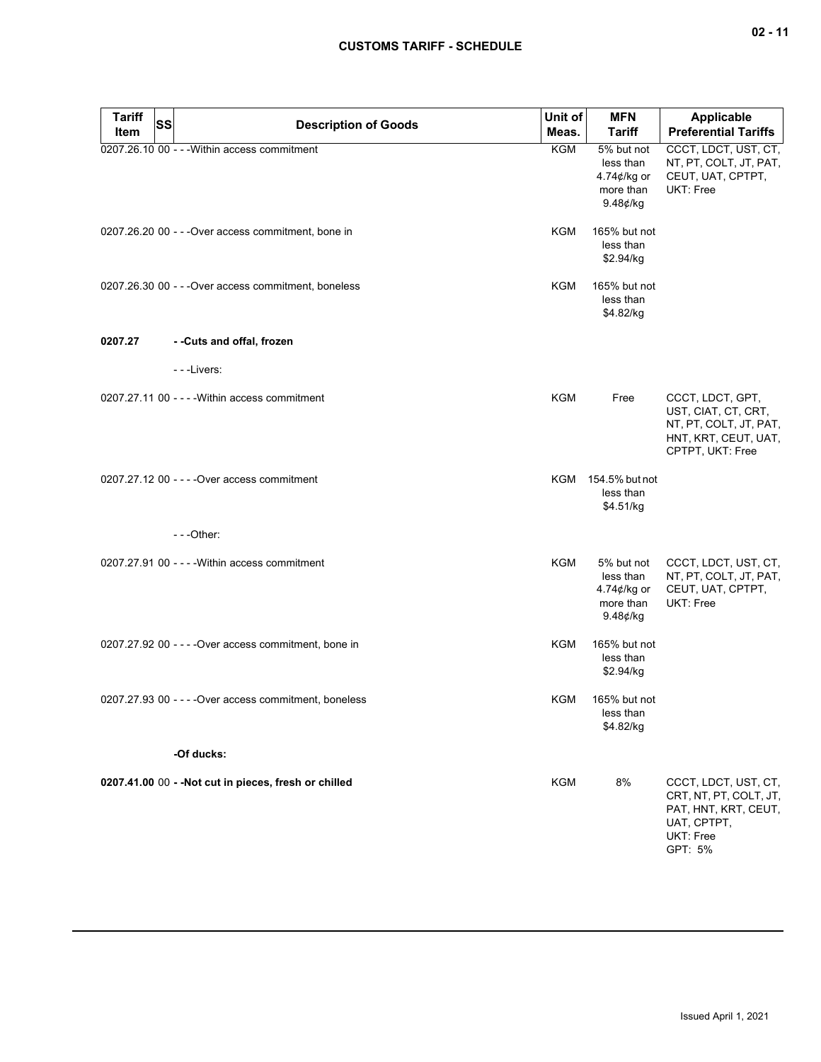| Tariff Item | SS | Description of Goods | Unit of Meas. | MFN Tariff | Applicable Preferential Tariffs |
|---|---|---|---|---|---|
| 0207.26.10 | 00 | - - -Within access commitment | KGM | 5% but not less than 4.74¢/kg or more than 9.48¢/kg | CCCT, LDCT, UST, CT, NT, PT, COLT, JT, PAT, CEUT, UAT, CPTPT, UKT: Free |
| 0207.26.20 | 00 | - - -Over access commitment, bone in | KGM | 165% but not less than $2.94/kg | |
| 0207.26.30 | 00 | - - -Over access commitment, boneless | KGM | 165% but not less than $4.82/kg | |
| **0207.27** | | **- -Cuts and offal, frozen** | | | |
| | | - - -Livers: | | | |
| 0207.27.11 | 00 | - - - -Within access commitment | KGM | Free | CCCT, LDCT, GPT, UST, CIAT, CT, CRT, NT, PT, COLT, JT, PAT, HNT, KRT, CEUT, UAT, CPTPT, UKT: Free |
| 0207.27.12 | 00 | - - - -Over access commitment | KGM | 154.5% but not less than $4.51/kg | |
| | | - - -Other: | | | |
| 0207.27.91 | 00 | - - - -Within access commitment | KGM | 5% but not less than 4.74¢/kg or more than 9.48¢/kg | CCCT, LDCT, UST, CT, NT, PT, COLT, JT, PAT, CEUT, UAT, CPTPT, UKT: Free |
| 0207.27.92 | 00 | - - - -Over access commitment, bone in | KGM | 165% but not less than $2.94/kg | |
| 0207.27.93 | 00 | - - - -Over access commitment, boneless | KGM | 165% but not less than $4.82/kg | |
| | | **-Of ducks:** | | | |
| **0207.41.00** | 00 | **- -Not cut in pieces, fresh or chilled** | KGM | 8% | CCCT, LDCT, UST, CT, CRT, NT, PT, COLT, JT, PAT, HNT, KRT, CEUT, UAT, CPTPT, UKT: Free<br>GPT: 5% |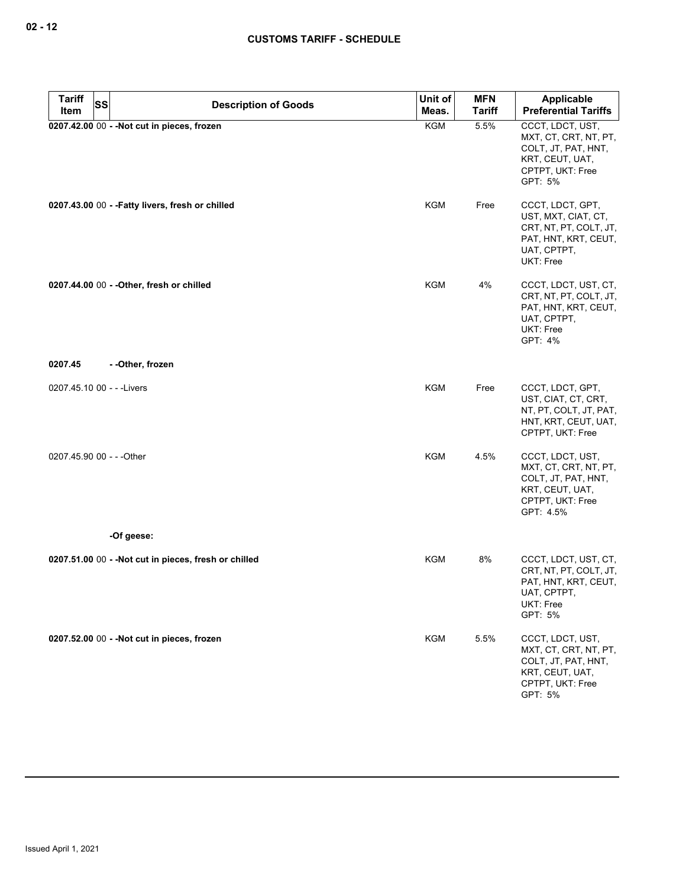| Tariff Item | SS | Description of Goods | Unit of Meas. | MFN Tariff | Applicable Preferential Tariffs |
|---|---|---|---|---|---|
| **0207.42.00** | 00 | **- -Not cut in pieces, frozen** | KGM | 5.5% | CCCT, LDCT, UST, MXT, CT, CRT, NT, PT, COLT, JT, PAT, HNT, KRT, CEUT, UAT, CPTPT, UKT: Free<br>GPT: 5% |
| **0207.43.00** | 00 | **- -Fatty livers, fresh or chilled** | KGM | Free | CCCT, LDCT, GPT, UST, MXT, CIAT, CT, CRT, NT, PT, COLT, JT, PAT, HNT, KRT, CEUT, UAT, CPTPT, UKT: Free |
| **0207.44.00** | 00 | **- -Other, fresh or chilled** | KGM | 4% | CCCT, LDCT, UST, CT, CRT, NT, PT, COLT, JT, PAT, HNT, KRT, CEUT, UAT, CPTPT, UKT: Free<br>GPT: 4% |
| **0207.45** | | **- -Other, frozen** | | | |
| 0207.45.10 | 00 | - - -Livers | KGM | Free | CCCT, LDCT, GPT, UST, CIAT, CT, CRT, NT, PT, COLT, JT, PAT, HNT, KRT, CEUT, UAT, CPTPT, UKT: Free |
| 0207.45.90 | 00 | - - -Other | KGM | 4.5% | CCCT, LDCT, UST, MXT, CT, CRT, NT, PT, COLT, JT, PAT, HNT, KRT, CEUT, UAT, CPTPT, UKT: Free<br>GPT: 4.5% |
| | | **-Of geese:** | | | |
| **0207.51.00** | 00 | **- -Not cut in pieces, fresh or chilled** | KGM | 8% | CCCT, LDCT, UST, CT, CRT, NT, PT, COLT, JT, PAT, HNT, KRT, CEUT, UAT, CPTPT, UKT: Free<br>GPT: 5% |
| **0207.52.00** | 00 | **- -Not cut in pieces, frozen** | KGM | 5.5% | CCCT, LDCT, UST, MXT, CT, CRT, NT, PT, COLT, JT, PAT, HNT, KRT, CEUT, UAT, CPTPT, UKT: Free<br>GPT: 5% |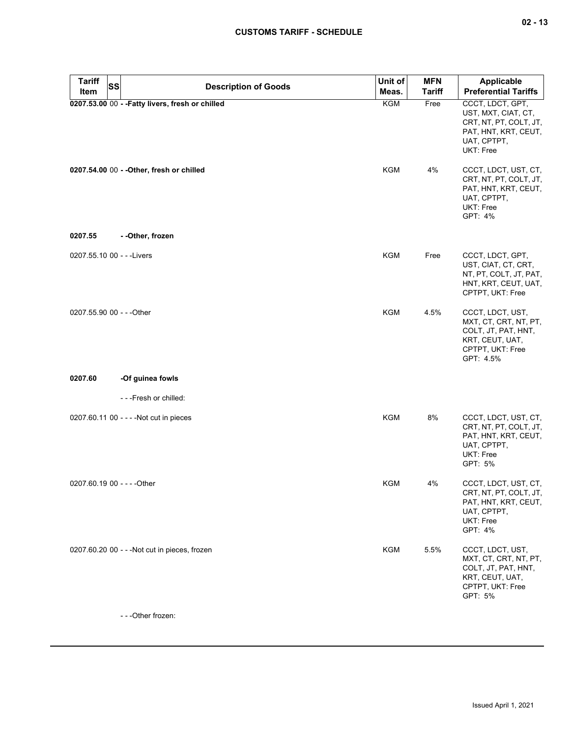| Tariff Item | SS | Description of Goods | Unit of Meas. | MFN Tariff | Applicable Preferential Tariffs |
|---|---|---|---|---|---|
| **0207.53.00** | 00 | **- -Fatty livers, fresh or chilled** | KGM | Free | CCCT, LDCT, GPT, UST, MXT, CIAT, CT, CRT, NT, PT, COLT, JT, PAT, HNT, KRT, CEUT, UAT, CPTPT, UKT: Free |
| **0207.54.00** | 00 | **- -Other, fresh or chilled** | KGM | 4% | CCCT, LDCT, UST, CT, CRT, NT, PT, COLT, JT, PAT, HNT, KRT, CEUT, UAT, CPTPT, UKT: Free GPT: 4% |
| **0207.55** | | **- -Other, frozen** | | | |
| 0207.55.10 | 00 | - - -Livers | KGM | Free | CCCT, LDCT, GPT, UST, CIAT, CT, CRT, NT, PT, COLT, JT, PAT, HNT, KRT, CEUT, UAT, CPTPT, UKT: Free |
| 0207.55.90 | 00 | - - -Other | KGM | 4.5% | CCCT, LDCT, UST, MXT, CT, CRT, NT, PT, COLT, JT, PAT, HNT, KRT, CEUT, UAT, CPTPT, UKT: Free GPT: 4.5% |
| **0207.60** | | **-Of guinea fowls** | | | |
| | | - - -Fresh or chilled: | | | |
| 0207.60.11 | 00 | - - - -Not cut in pieces | KGM | 8% | CCCT, LDCT, UST, CT, CRT, NT, PT, COLT, JT, PAT, HNT, KRT, CEUT, UAT, CPTPT, UKT: Free GPT: 5% |
| 0207.60.19 | 00 | - - - -Other | KGM | 4% | CCCT, LDCT, UST, CT, CRT, NT, PT, COLT, JT, PAT, HNT, KRT, CEUT, UAT, CPTPT, UKT: Free GPT: 4% |
| 0207.60.20 | 00 | - - -Not cut in pieces, frozen | KGM | 5.5% | CCCT, LDCT, UST, MXT, CT, CRT, NT, PT, COLT, JT, PAT, HNT, KRT, CEUT, UAT, CPTPT, UKT: Free GPT: 5% |
| | | - - -Other frozen: | | | |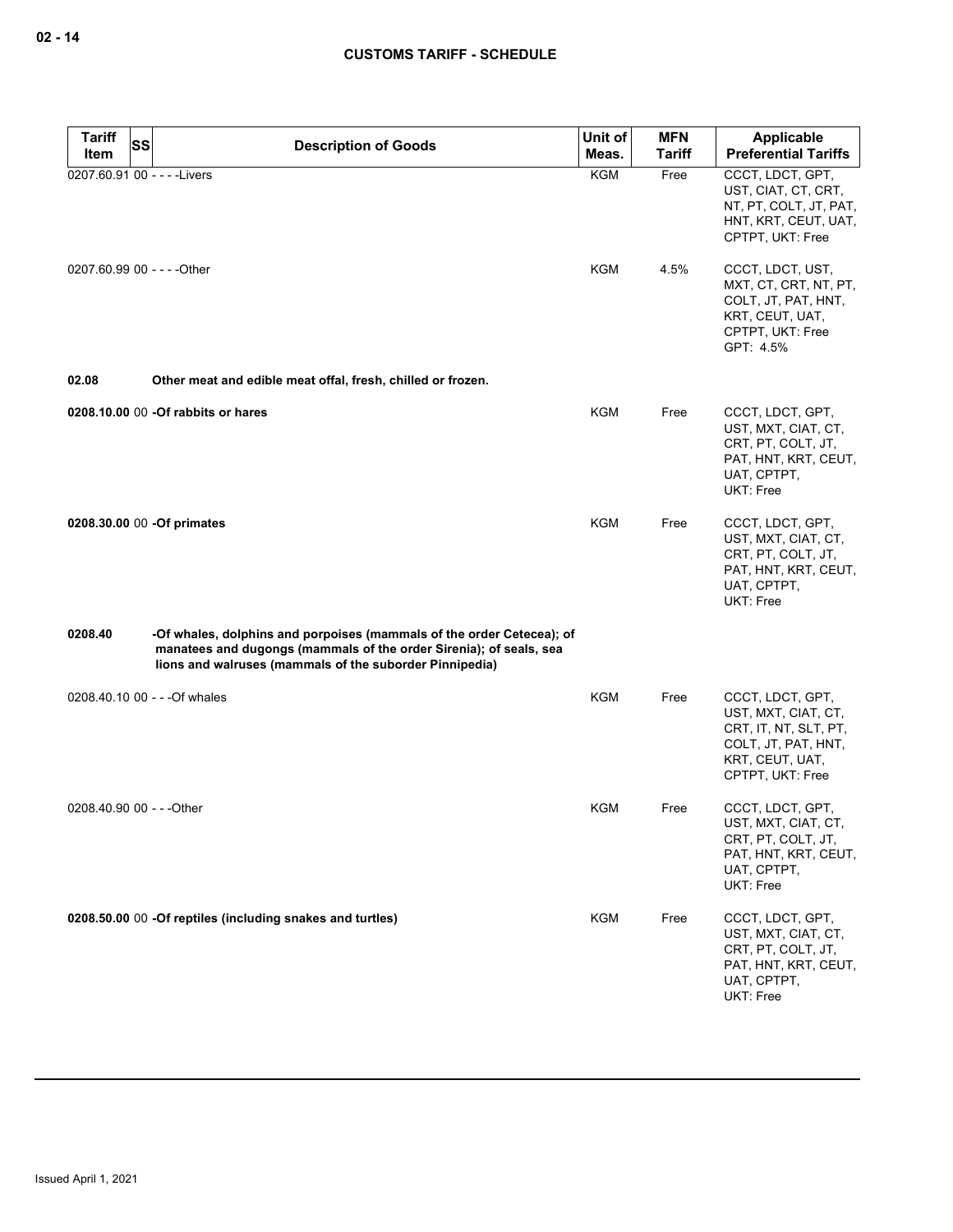| Tariff Item | SS | Description of Goods | Unit of Meas. | MFN Tariff | Applicable Preferential Tariffs |
|---|---|---|---|---|---|
| 0207.60.91 | 00 | - - - -Livers | KGM | Free | CCCT, LDCT, GPT, UST, CIAT, CT, CRT, NT, PT, COLT, JT, PAT, HNT, KRT, CEUT, UAT, CPTPT, UKT: Free |
| 0207.60.99 | 00 | - - - -Other | KGM | 4.5% | CCCT, LDCT, UST, MXT, CT, CRT, NT, PT, COLT, JT, PAT, HNT, KRT, CEUT, UAT, CPTPT, UKT: Free<br>GPT: 4.5% |
| **02.08** | | **Other meat and edible meat offal, fresh, chilled or frozen.** | | | |
| **0208.10.00** | 00 | **-Of rabbits or hares** | KGM | Free | CCCT, LDCT, GPT, UST, MXT, CIAT, CT, CRT, PT, COLT, JT, PAT, HNT, KRT, CEUT, UAT, CPTPT, UKT: Free |
| **0208.30.00** | 00 | **-Of primates** | KGM | Free | CCCT, LDCT, GPT, UST, MXT, CIAT, CT, CRT, PT, COLT, JT, PAT, HNT, KRT, CEUT, UAT, CPTPT, UKT: Free |
| **0208.40** | | **-Of whales, dolphins and porpoises (mammals of the order Cetecea); of manatees and dugongs (mammals of the order Sirenia); of seals, sea lions and walruses (mammals of the suborder Pinnipedia)** | | | |
| 0208.40.10 | 00 | - - -Of whales | KGM | Free | CCCT, LDCT, GPT, UST, MXT, CIAT, CT, CRT, IT, NT, SLT, PT, COLT, JT, PAT, HNT, KRT, CEUT, UAT, CPTPT, UKT: Free |
| 0208.40.90 | 00 | - - -Other | KGM | Free | CCCT, LDCT, GPT, UST, MXT, CIAT, CT, CRT, PT, COLT, JT, PAT, HNT, KRT, CEUT, UAT, CPTPT, UKT: Free |
| **0208.50.00** | 00 | **-Of reptiles (including snakes and turtles)** | KGM | Free | CCCT, LDCT, GPT, UST, MXT, CIAT, CT, CRT, PT, COLT, JT, PAT, HNT, KRT, CEUT, UAT, CPTPT, UKT: Free |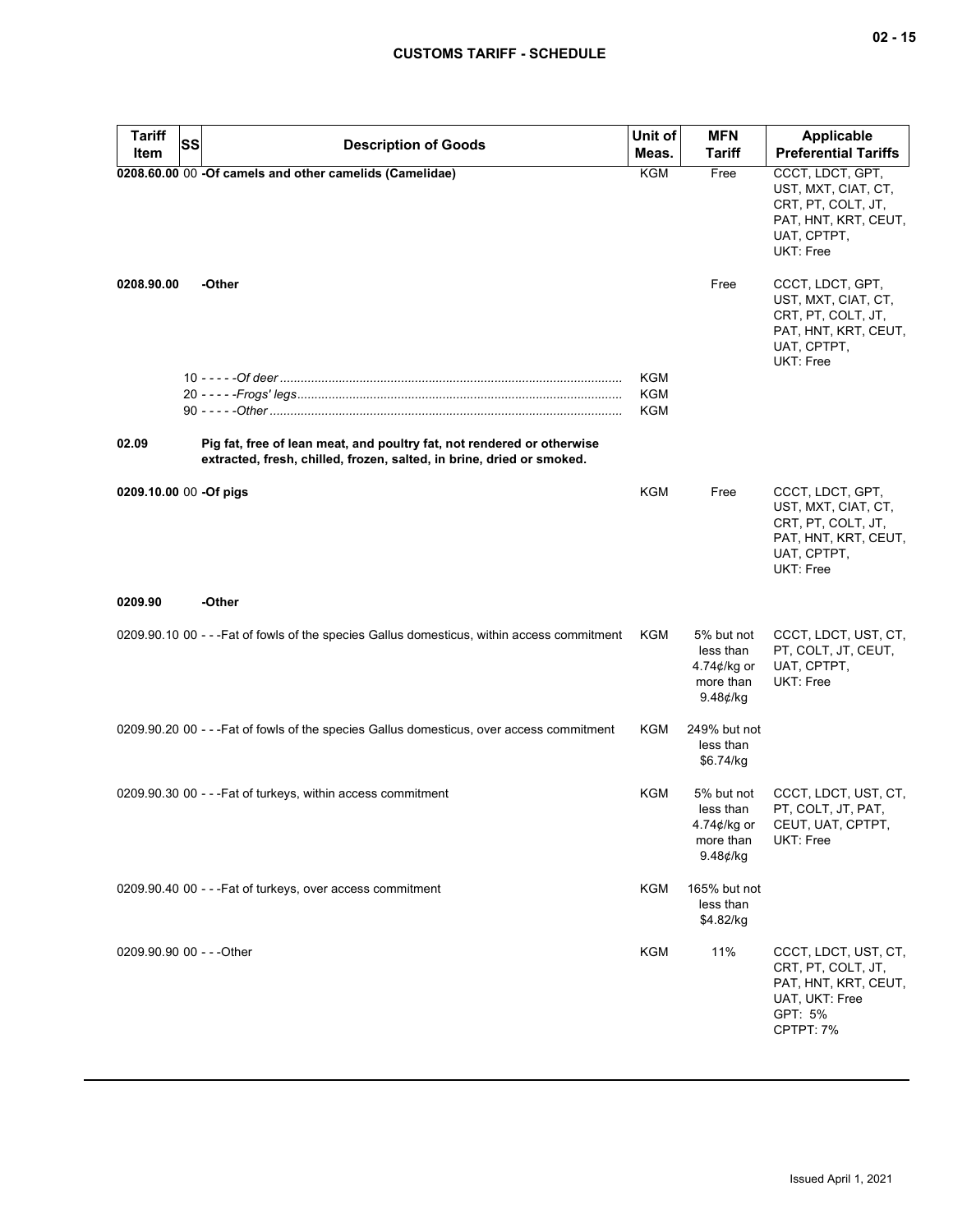| Tariff Item | SS | Description of Goods | Unit of Meas. | MFN Tariff | Applicable Preferential Tariffs |
|---|---|---|---|---|---|
| **0208.60.00** | 00 | **-Of camels and other camelids (Camelidae)** | KGM | Free | CCCT, LDCT, GPT, UST, MXT, CIAT, CT, CRT, PT, COLT, JT, PAT, HNT, KRT, CEUT, UAT, CPTPT, UKT: Free |
| **0208.90.00** | | **-Other** | | Free | CCCT, LDCT, GPT, UST, MXT, CIAT, CT, CRT, PT, COLT, JT, PAT, HNT, KRT, CEUT, UAT, CPTPT, UKT: Free |
| | 10 | - - - - -*Of deer* | KGM | | |
| | 20 | - - - - -*Frogs' legs* | KGM | | |
| | 90 | - - - - -*Other* | KGM | | |
| **02.09** | | **Pig fat, free of lean meat, and poultry fat, not rendered or otherwise extracted, fresh, chilled, frozen, salted, in brine, dried or smoked.** | | | |
| **0209.10.00** | 00 | **-Of pigs** | KGM | Free | CCCT, LDCT, GPT, UST, MXT, CIAT, CT, CRT, PT, COLT, JT, PAT, HNT, KRT, CEUT, UAT, CPTPT, UKT: Free |
| **0209.90** | | **-Other** | | | |
| 0209.90.10 | 00 | - - -Fat of fowls of the species Gallus domesticus, within access commitment | KGM | 5% but not less than 4.74¢/kg or more than 9.48¢/kg | CCCT, LDCT, UST, CT, PT, COLT, JT, CEUT, UAT, CPTPT, UKT: Free |
| 0209.90.20 | 00 | - - -Fat of fowls of the species Gallus domesticus, over access commitment | KGM | 249% but not less than $6.74/kg | |
| 0209.90.30 | 00 | - - -Fat of turkeys, within access commitment | KGM | 5% but not less than 4.74¢/kg or more than 9.48¢/kg | CCCT, LDCT, UST, CT, PT, COLT, JT, PAT, CEUT, UAT, CPTPT, UKT: Free |
| 0209.90.40 | 00 | - - -Fat of turkeys, over access commitment | KGM | 165% but not less than $4.82/kg | |
| 0209.90.90 | 00 | - - -Other | KGM | 11% | CCCT, LDCT, UST, CT, CRT, PT, COLT, JT, PAT, HNT, KRT, CEUT, UAT, UKT: Free<br>GPT: 5%<br>CPTPT: 7% |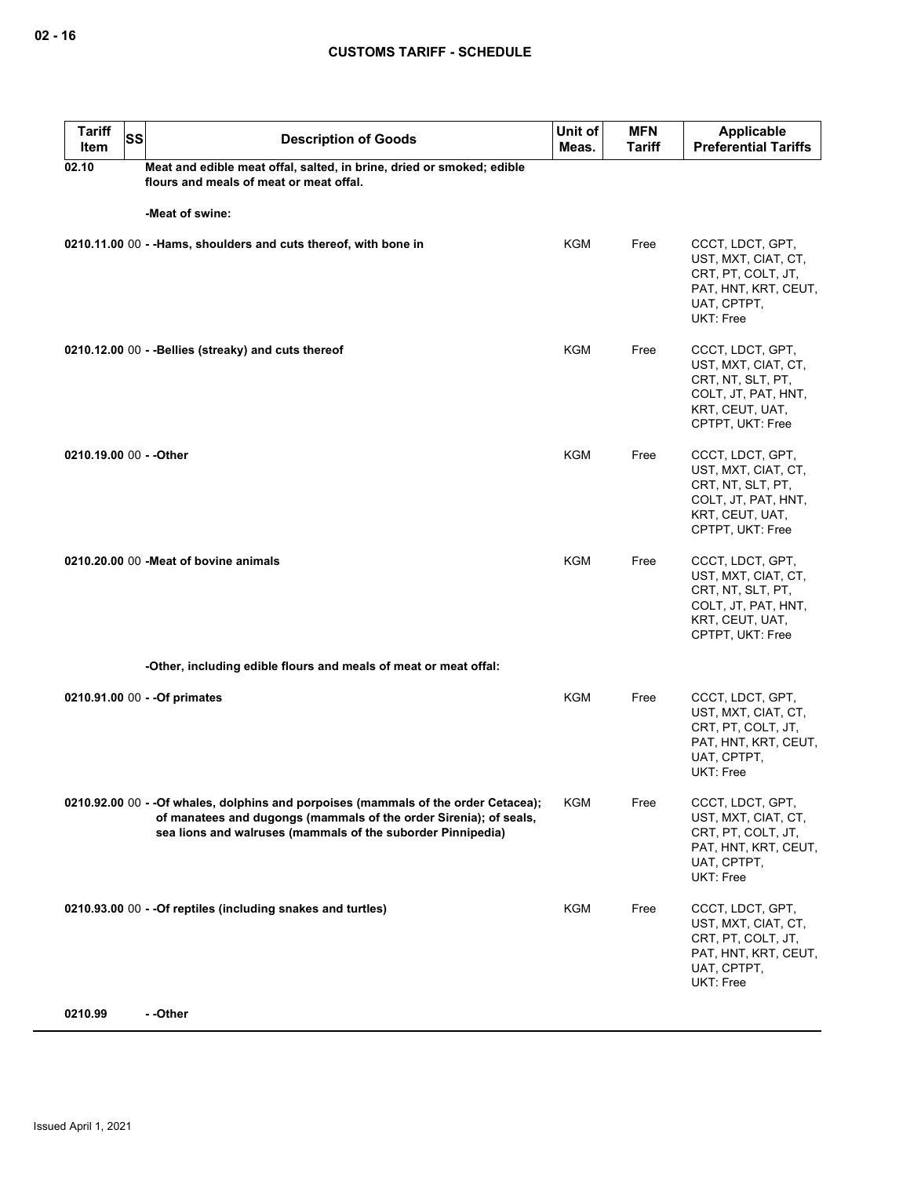| Tariff Item | SS | Description of Goods | Unit of Meas. | MFN Tariff | Applicable Preferential Tariffs |
|---|---|---|---|---|---|
| 02.10 | | **Meat and edible meat offal, salted, in brine, dried or smoked; edible flours and meals of meat or meat offal.** | | | |
| | | **-Meat of swine:** | | | |
| 0210.11.00 | 00 | **- -Hams, shoulders and cuts thereof, with bone in** | KGM | Free | CCCT, LDCT, GPT, UST, MXT, CIAT, CT, CRT, PT, COLT, JT, PAT, HNT, KRT, CEUT, UAT, CPTPT, UKT: Free |
| 0210.12.00 | 00 | **- -Bellies (streaky) and cuts thereof** | KGM | Free | CCCT, LDCT, GPT, UST, MXT, CIAT, CT, CRT, NT, SLT, PT, COLT, JT, PAT, HNT, KRT, CEUT, UAT, CPTPT, UKT: Free |
| 0210.19.00 | 00 | **- -Other** | KGM | Free | CCCT, LDCT, GPT, UST, MXT, CIAT, CT, CRT, NT, SLT, PT, COLT, JT, PAT, HNT, KRT, CEUT, UAT, CPTPT, UKT: Free |
| 0210.20.00 | 00 | **-Meat of bovine animals** | KGM | Free | CCCT, LDCT, GPT, UST, MXT, CIAT, CT, CRT, NT, SLT, PT, COLT, JT, PAT, HNT, KRT, CEUT, UAT, CPTPT, UKT: Free |
| | | **-Other, including edible flours and meals of meat or meat offal:** | | | |
| 0210.91.00 | 00 | **- -Of primates** | KGM | Free | CCCT, LDCT, GPT, UST, MXT, CIAT, CT, CRT, PT, COLT, JT, PAT, HNT, KRT, CEUT, UAT, CPTPT, UKT: Free |
| 0210.92.00 | 00 | **- -Of whales, dolphins and porpoises (mammals of the order Cetacea); of manatees and dugongs (mammals of the order Sirenia); of seals, sea lions and walruses (mammals of the suborder Pinnipedia)** | KGM | Free | CCCT, LDCT, GPT, UST, MXT, CIAT, CT, CRT, PT, COLT, JT, PAT, HNT, KRT, CEUT, UAT, CPTPT, UKT: Free |
| 0210.93.00 | 00 | **- -Of reptiles (including snakes and turtles)** | KGM | Free | CCCT, LDCT, GPT, UST, MXT, CIAT, CT, CRT, PT, COLT, JT, PAT, HNT, KRT, CEUT, UAT, CPTPT, UKT: Free |
| 0210.99 | | **- -Other** | | | |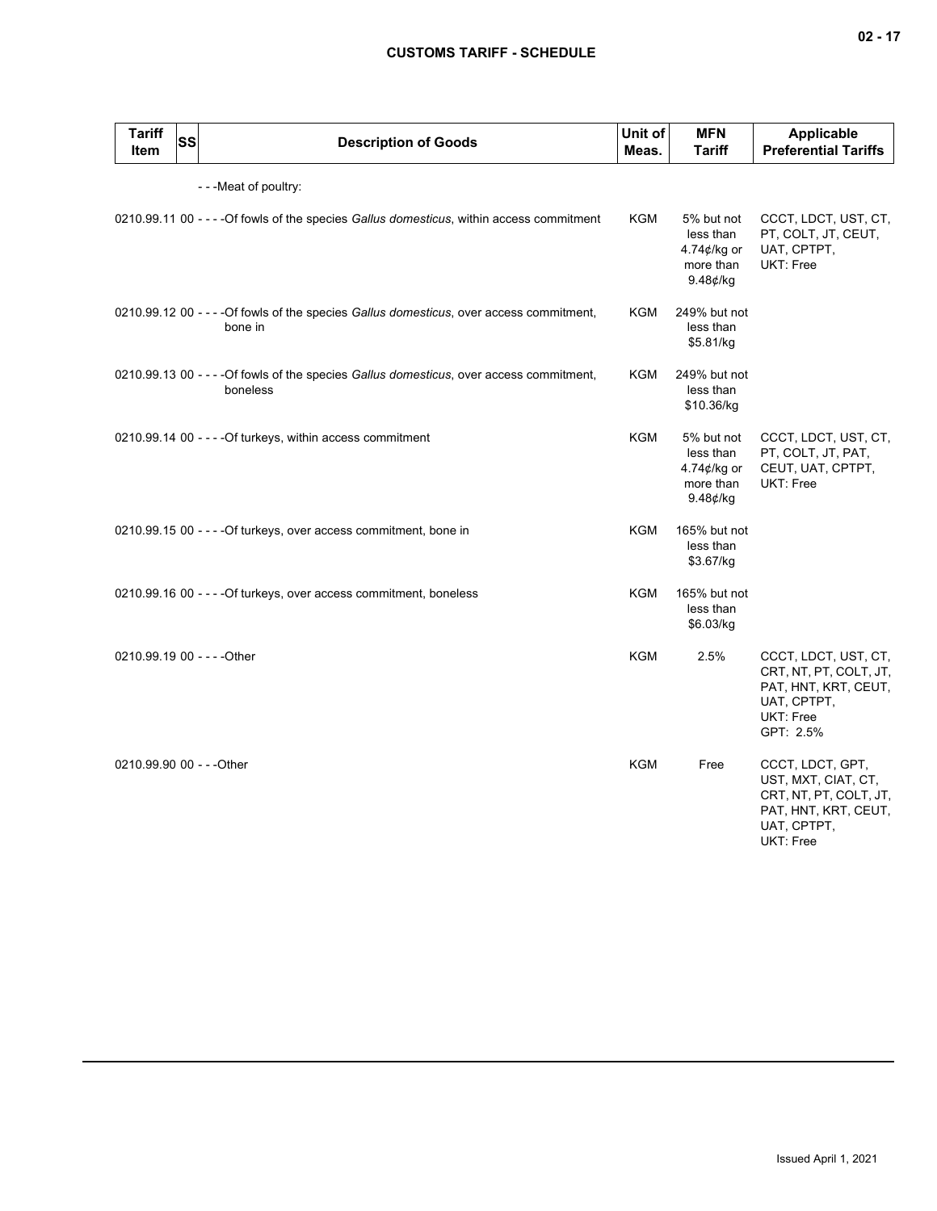| Tariff Item | SS | Description of Goods | Unit of Meas. | MFN Tariff | Applicable Preferential Tariffs |
|---|---|---|---|---|---|
| | | - - -Meat of poultry: | | | |
| 0210.99.11 | 00 | - - - -Of fowls of the species *Gallus domesticus*, within access commitment | KGM | 5% but not less than 4.74¢/kg or more than 9.48¢/kg | CCCT, LDCT, UST, CT, PT, COLT, JT, CEUT, UAT, CPTPT, UKT: Free |
| 0210.99.12 | 00 | - - - -Of fowls of the species *Gallus domesticus*, over access commitment, bone in | KGM | 249% but not less than $5.81/kg | |
| 0210.99.13 | 00 | - - - -Of fowls of the species *Gallus domesticus*, over access commitment, boneless | KGM | 249% but not less than $10.36/kg | |
| 0210.99.14 | 00 | - - - -Of turkeys, within access commitment | KGM | 5% but not less than 4.74¢/kg or more than 9.48¢/kg | CCCT, LDCT, UST, CT, PT, COLT, JT, PAT, CEUT, UAT, CPTPT, UKT: Free |
| 0210.99.15 | 00 | - - - -Of turkeys, over access commitment, bone in | KGM | 165% but not less than $3.67/kg | |
| 0210.99.16 | 00 | - - - -Of turkeys, over access commitment, boneless | KGM | 165% but not less than $6.03/kg | |
| 0210.99.19 | 00 | - - - -Other | KGM | 2.5% | CCCT, LDCT, UST, CT, CRT, NT, PT, COLT, JT, PAT, HNT, KRT, CEUT, UAT, CPTPT, UKT: Free<br>GPT: 2.5% |
| 0210.99.90 | 00 | - - -Other | KGM | Free | CCCT, LDCT, GPT, UST, MXT, CIAT, CT, CRT, NT, PT, COLT, JT, PAT, HNT, KRT, CEUT, UAT, CPTPT, UKT: Free |